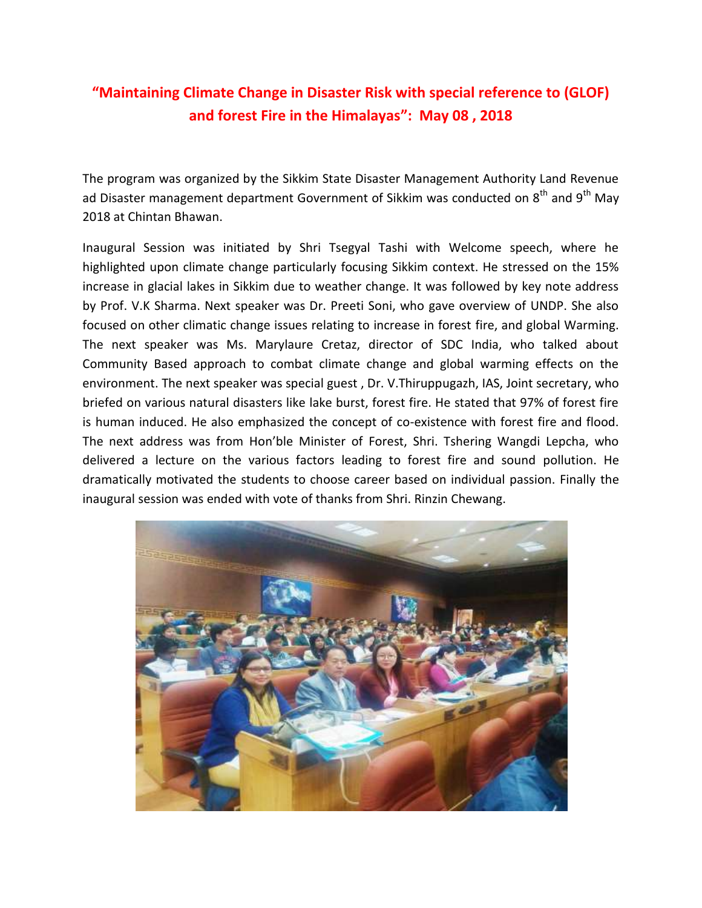# “Maintaining Climate Change in Disaster Risk with special reference to (GLOF) and forest Fire in the Himalayas”: May 08 , 2018

The program was organized by the Sikkim State Disaster Management Authority Land Revenue ad Disaster management department Government of Sikkim was conducted on 8th and 9th May 2018 at Chintan Bhawan.

Inaugural Session was initiated by Shri Tsegyal Tashi with Welcome speech, where he highlighted upon climate change particularly focusing Sikkim context. He stressed on the 15% increase in glacial lakes in Sikkim due to weather change. It was followed by key note address by Prof. V.K Sharma. Next speaker was Dr. Preeti Soni, who gave overview of UNDP. She also focused on other climatic change issues relating to increase in forest fire, and global Warming. The next speaker was Ms. Marylaure Cretaz, director of SDC India, who talked about Community Based approach to combat climate change and global warming effects on the environment. The next speaker was special guest , Dr. V.Thiruppugazh, IAS, Joint secretary, who briefed on various natural disasters like lake burst, forest fire. He stated that 97% of forest fire is human induced. He also emphasized the concept of co-existence with forest fire and flood. The next address was from Hon’ble Minister of Forest, Shri. Tshering Wangdi Lepcha, who delivered a lecture on the various factors leading to forest fire and sound pollution. He dramatically motivated the students to choose career based on individual passion. Finally the inaugural session was ended with vote of thanks from Shri. Rinzin Chewang.